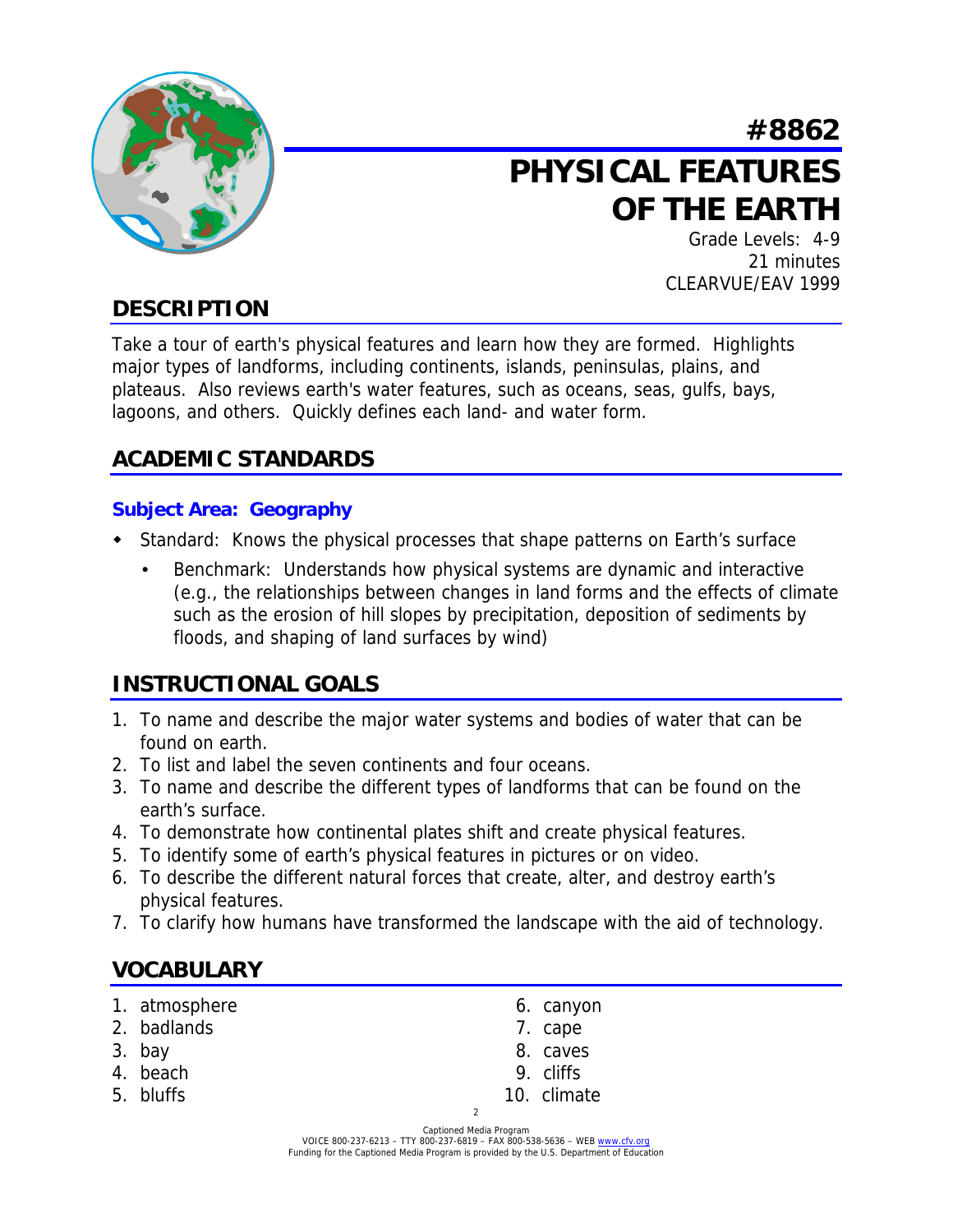# #8862 PHYSICAL FEATURES OF THE EARTH

Grade Levels: 4-9
21 minutes
CLEARVUE/EAV 1999

## DESCRIPTION

Take a tour of earth's physical features and learn how they are formed. Highlights major types of landforms, including continents, islands, peninsulas, plains, and plateaus. Also reviews earth's water features, such as oceans, seas, gulfs, bays, lagoons, and others. Quickly defines each land- and water form.

## ACADEMIC STANDARDS

### Subject Area: Geography

- Standard: Knows the physical processes that shape patterns on Earth's surface
  - Benchmark: Understands how physical systems are dynamic and interactive (e.g., the relationships between changes in land forms and the effects of climate such as the erosion of hill slopes by precipitation, deposition of sediments by floods, and shaping of land surfaces by wind)

## INSTRUCTIONAL GOALS

1. To name and describe the major water systems and bodies of water that can be found on earth.
2. To list and label the seven continents and four oceans.
3. To name and describe the different types of landforms that can be found on the earth's surface.
4. To demonstrate how continental plates shift and create physical features.
5. To identify some of earth's physical features in pictures or on video.
6. To describe the different natural forces that create, alter, and destroy earth's physical features.
7. To clarify how humans have transformed the landscape with the aid of technology.

## VOCABULARY

1. atmosphere
2. badlands
3. bay
4. beach
5. bluffs
6. canyon
7. cape
8. caves
9. cliffs
10. climate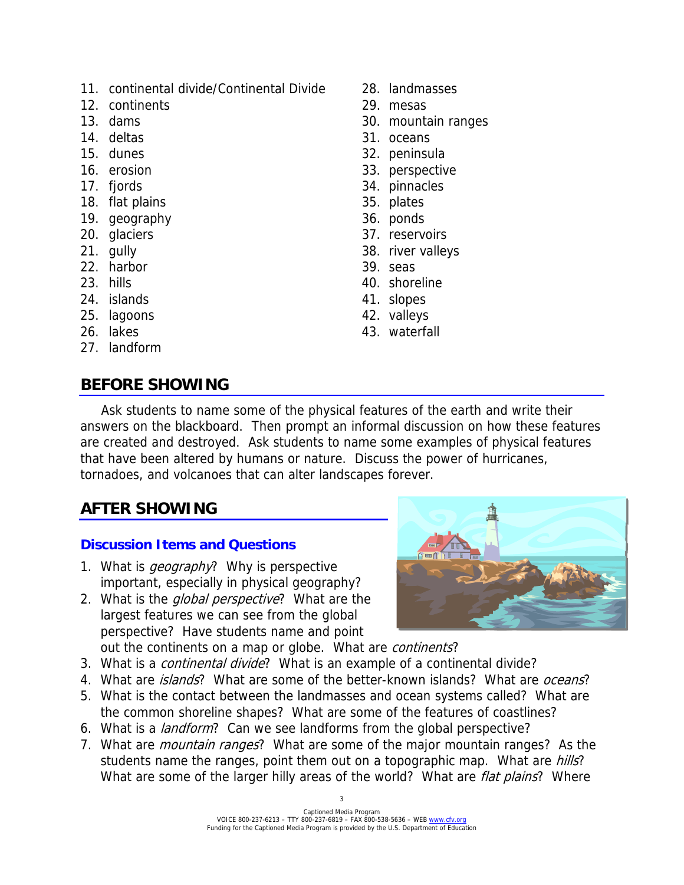11. continental divide/Continental Divide
12. continents
13. dams
14. deltas
15. dunes
16. erosion
17. fjords
18. flat plains
19. geography
20. glaciers
21. gully
22. harbor
23. hills
24. islands
25. lagoons
26. lakes
27. landform
28. landmasses
29. mesas
30. mountain ranges
31. oceans
32. peninsula
33. perspective
34. pinnacles
35. plates
36. ponds
37. reservoirs
38. river valleys
39. seas
40. shoreline
41. slopes
42. valleys
43. waterfall

## BEFORE SHOWING

Ask students to name some of the physical features of the earth and write their answers on the blackboard. Then prompt an informal discussion on how these features are created and destroyed. Ask students to name some examples of physical features that have been altered by humans or nature. Discuss the power of hurricanes, tornadoes, and volcanoes that can alter landscapes forever.

## AFTER SHOWING

### Discussion Items and Questions

1. What is *geography*? Why is perspective important, especially in physical geography?
2. What is the *global perspective*? What are the largest features we can see from the global perspective? Have students name and point out the continents on a map or globe. What are *continents*?
3. What is a *continental divide*? What is an example of a continental divide?
4. What are *islands*? What are some of the better-known islands? What are *oceans*?
5. What is the contact between the landmasses and ocean systems called? What are the common shoreline shapes? What are some of the features of coastlines?
6. What is a *landform*? Can we see landforms from the global perspective?
7. What are *mountain ranges*? What are some of the major mountain ranges? As the students name the ranges, point them out on a topographic map. What are *hills*? What are some of the larger hilly areas of the world? What are *flat plains*? Where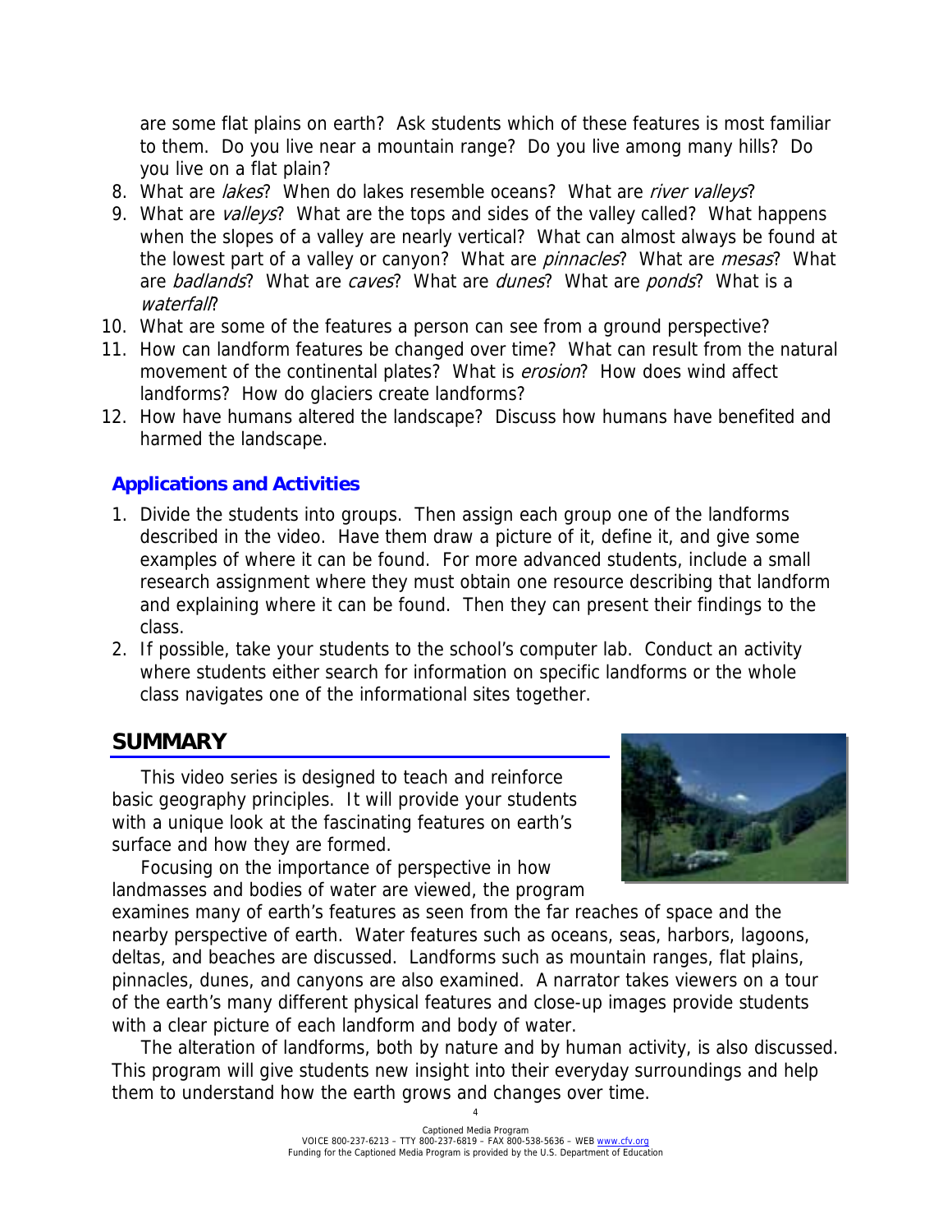are some flat plains on earth? Ask students which of these features is most familiar to them. Do you live near a mountain range? Do you live among many hills? Do you live on a flat plain?

8. What are *lakes*? When do lakes resemble oceans? What are *river valleys*?
9. What are *valleys*? What are the tops and sides of the valley called? What happens when the slopes of a valley are nearly vertical? What can almost always be found at the lowest part of a valley or canyon? What are *pinnacles*? What are *mesas*? What are *badlands*? What are *caves*? What are *dunes*? What are *ponds*? What is a *waterfall*?
10. What are some of the features a person can see from a ground perspective?
11. How can landform features be changed over time? What can result from the natural movement of the continental plates? What is *erosion*? How does wind affect landforms? How do glaciers create landforms?
12. How have humans altered the landscape? Discuss how humans have benefited and harmed the landscape.

### Applications and Activities

1. Divide the students into groups. Then assign each group one of the landforms described in the video. Have them draw a picture of it, define it, and give some examples of where it can be found. For more advanced students, include a small research assignment where they must obtain one resource describing that landform and explaining where it can be found. Then they can present their findings to the class.
2. If possible, take your students to the school's computer lab. Conduct an activity where students either search for information on specific landforms or the whole class navigates one of the informational sites together.

## SUMMARY

This video series is designed to teach and reinforce basic geography principles. It will provide your students with a unique look at the fascinating features on earth's surface and how they are formed.

Focusing on the importance of perspective in how landmasses and bodies of water are viewed, the program examines many of earth's features as seen from the far reaches of space and the nearby perspective of earth. Water features such as oceans, seas, harbors, lagoons, deltas, and beaches are discussed. Landforms such as mountain ranges, flat plains, pinnacles, dunes, and canyons are also examined. A narrator takes viewers on a tour of the earth's many different physical features and close-up images provide students with a clear picture of each landform and body of water.

The alteration of landforms, both by nature and by human activity, is also discussed. This program will give students new insight into their everyday surroundings and help them to understand how the earth grows and changes over time.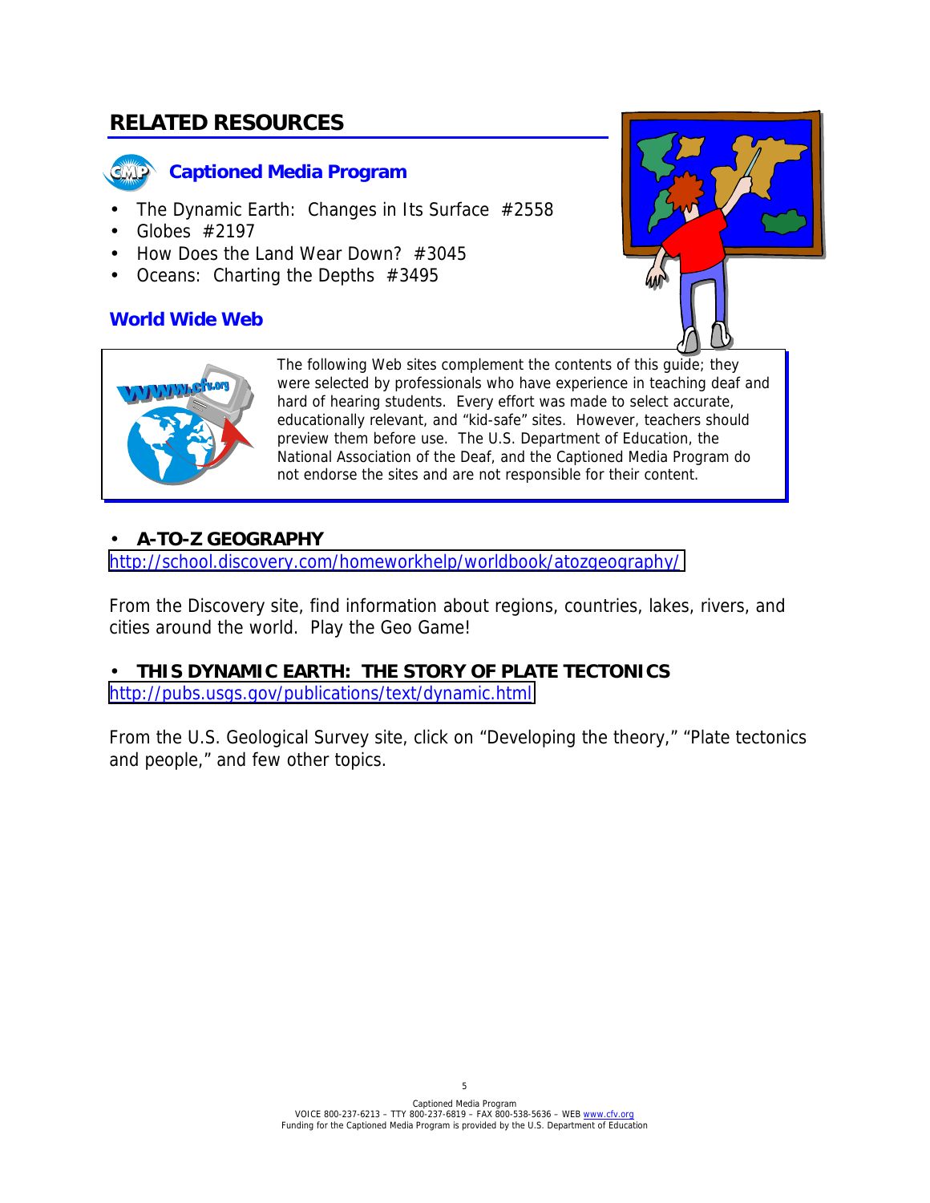## RELATED RESOURCES

### Captioned Media Program

- The Dynamic Earth: Changes in Its Surface #2558
- Globes #2197
- How Does the Land Wear Down? #3045
- Oceans: Charting the Depths #3495

### World Wide Web

The following Web sites complement the contents of this guide; they were selected by professionals who have experience in teaching deaf and hard of hearing students. Every effort was made to select accurate, educationally relevant, and "kid-safe" sites. However, teachers should preview them before use. The U.S. Department of Education, the National Association of the Deaf, and the Captioned Media Program do not endorse the sites and are not responsible for their content.

- **A-TO-Z GEOGRAPHY**

http://school.discovery.com/homeworkhelp/worldbook/atozgeography/

From the Discovery site, find information about regions, countries, lakes, rivers, and cities around the world. Play the Geo Game!

- **THIS DYNAMIC EARTH: THE STORY OF PLATE TECTONICS**

http://pubs.usgs.gov/publications/text/dynamic.html

From the U.S. Geological Survey site, click on "Developing the theory," "Plate tectonics and people," and few other topics.